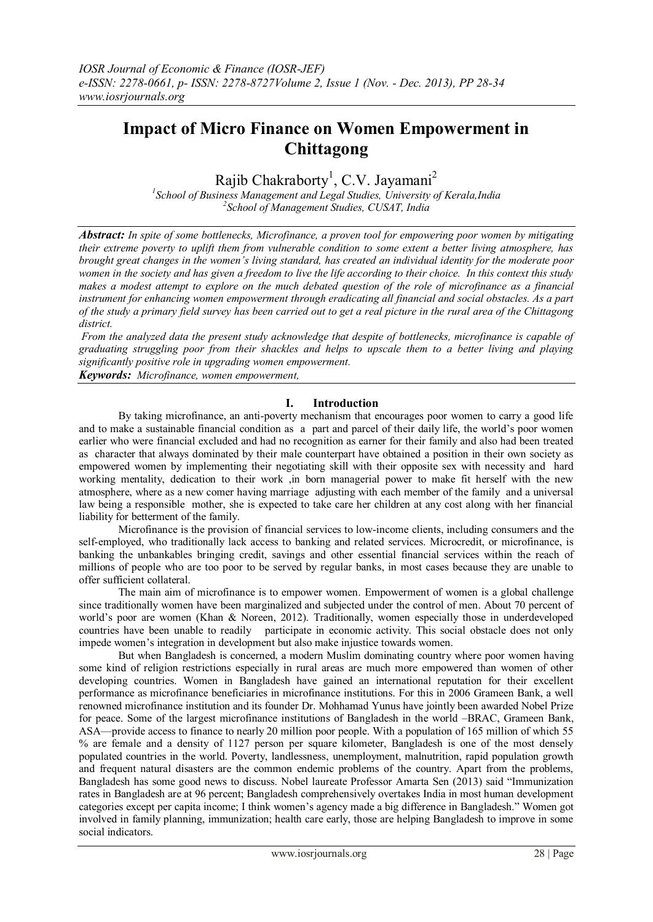# Impact of Micro Finance on Women Empowerment in Chittagong

Rajib Chakraborty[1], C.V. Jayamani[2]

[1]*School of Business Management and Legal Studies, University of Kerala,India*
[2]*School of Management Studies, CUSAT, India*

***Abstract:*** *In spite of some bottlenecks, Microfinance, a proven tool for empowering poor women by mitigating their extreme poverty to uplift them from vulnerable condition to some extent a better living atmosphere, has brought great changes in the women's living standard, has created an individual identity for the moderate poor women in the society and has given a freedom to live the life according to their choice. In this context this study makes a modest attempt to explore on the much debated question of the role of microfinance as a financial instrument for enhancing women empowerment through eradicating all financial and social obstacles. As a part of the study a primary field survey has been carried out to get a real picture in the rural area of the Chittagong district.*

*From the analyzed data the present study acknowledge that despite of bottlenecks, microfinance is capable of graduating struggling poor from their shackles and helps to upscale them to a better living and playing significantly positive role in upgrading women empowerment.*

***Keywords:*** *Microfinance, women empowerment,*

## I. Introduction

By taking microfinance, an anti-poverty mechanism that encourages poor women to carry a good life and to make a sustainable financial condition as a part and parcel of their daily life, the world's poor women earlier who were financial excluded and had no recognition as earner for their family and also had been treated as character that always dominated by their male counterpart have obtained a position in their own society as empowered women by implementing their negotiating skill with their opposite sex with necessity and hard working mentality, dedication to their work ,in born managerial power to make fit herself with the new atmosphere, where as a new comer having marriage adjusting with each member of the family and a universal law being a responsible mother, she is expected to take care her children at any cost along with her financial liability for betterment of the family.

Microfinance is the provision of financial services to low-income clients, including consumers and the self-employed, who traditionally lack access to banking and related services. Microcredit, or microfinance, is banking the unbankables bringing credit, savings and other essential financial services within the reach of millions of people who are too poor to be served by regular banks, in most cases because they are unable to offer sufficient collateral.

The main aim of microfinance is to empower women. Empowerment of women is a global challenge since traditionally women have been marginalized and subjected under the control of men. About 70 percent of world's poor are women (Khan & Noreen, 2012). Traditionally, women especially those in underdeveloped countries have been unable to readily participate in economic activity. This social obstacle does not only impede women's integration in development but also make injustice towards women.

But when Bangladesh is concerned, a modern Muslim dominating country where poor women having some kind of religion restrictions especially in rural areas are much more empowered than women of other developing countries. Women in Bangladesh have gained an international reputation for their excellent performance as microfinance beneficiaries in microfinance institutions. For this in 2006 Grameen Bank, a well renowned microfinance institution and its founder Dr. Mohhamad Yunus have jointly been awarded Nobel Prize for peace. Some of the largest microfinance institutions of Bangladesh in the world –BRAC, Grameen Bank, ASA—provide access to finance to nearly 20 million poor people. With a population of 165 million of which 55 % are female and a density of 1127 person per square kilometer, Bangladesh is one of the most densely populated countries in the world. Poverty, landlessness, unemployment, malnutrition, rapid population growth and frequent natural disasters are the common endemic problems of the country. Apart from the problems, Bangladesh has some good news to discuss. Nobel laureate Professor Amarta Sen (2013) said "Immunization rates in Bangladesh are at 96 percent; Bangladesh comprehensively overtakes India in most human development categories except per capita income; I think women's agency made a big difference in Bangladesh." Women got involved in family planning, immunization; health care early, those are helping Bangladesh to improve in some social indicators.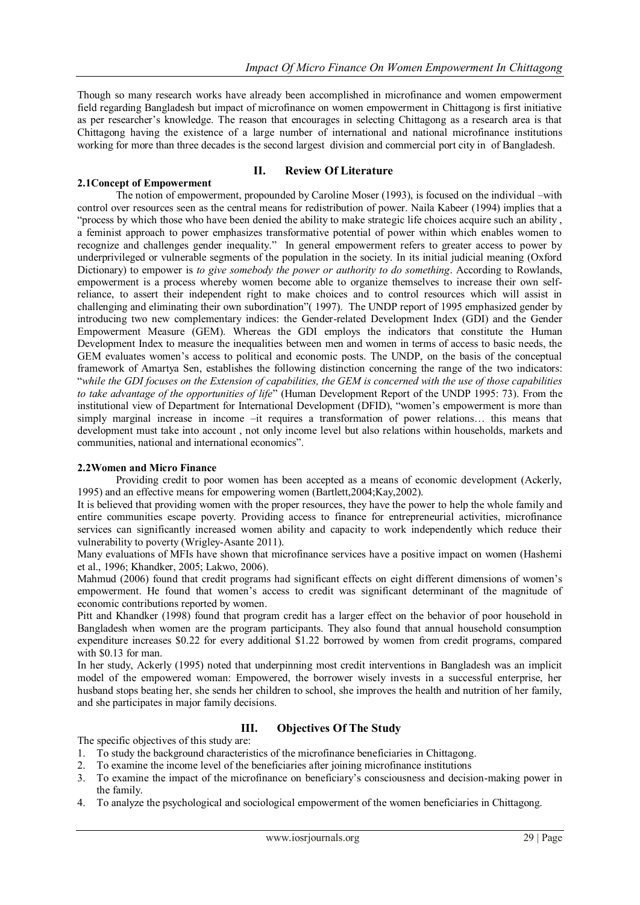Though so many research works have already been accomplished in microfinance and women empowerment field regarding Bangladesh but impact of microfinance on women empowerment in Chittagong is first initiative as per researcher's knowledge. The reason that encourages in selecting Chittagong as a research area is that Chittagong having the existence of a large number of international and national microfinance institutions working for more than three decades is the second largest division and commercial port city in of Bangladesh.

## II. Review Of Literature

### 2.1Concept of Empowerment

The notion of empowerment, propounded by Caroline Moser (1993), is focused on the individual –with control over resources seen as the central means for redistribution of power. Naila Kabeer (1994) implies that a "process by which those who have been denied the ability to make strategic life choices acquire such an ability , a feminist approach to power emphasizes transformative potential of power within which enables women to recognize and challenges gender inequality." In general empowerment refers to greater access to power by underprivileged or vulnerable segments of the population in the society. In its initial judicial meaning (Oxford Dictionary) to empower is *to give somebody the power or authority to do something*. According to Rowlands, empowerment is a process whereby women become able to organize themselves to increase their own self-reliance, to assert their independent right to make choices and to control resources which will assist in challenging and eliminating their own subordination"( 1997). The UNDP report of 1995 emphasized gender by introducing two new complementary indices: the Gender-related Development Index (GDI) and the Gender Empowerment Measure (GEM). Whereas the GDI employs the indicators that constitute the Human Development Index to measure the inequalities between men and women in terms of access to basic needs, the GEM evaluates women's access to political and economic posts. The UNDP, on the basis of the conceptual framework of Amartya Sen, establishes the following distinction concerning the range of the two indicators: "*while the GDI focuses on the Extension of capabilities, the GEM is concerned with the use of those capabilities to take advantage of the opportunities of life*" (Human Development Report of the UNDP 1995: 73). From the institutional view of Department for International Development (DFID), "women's empowerment is more than simply marginal increase in income –it requires a transformation of power relations… this means that development must take into account , not only income level but also relations within households, markets and communities, national and international economics".

### 2.2Women and Micro Finance

Providing credit to poor women has been accepted as a means of economic development (Ackerly, 1995) and an effective means for empowering women (Bartlett,2004;Kay,2002).

It is believed that providing women with the proper resources, they have the power to help the whole family and entire communities escape poverty. Providing access to finance for entrepreneurial activities, microfinance services can significantly increased women ability and capacity to work independently which reduce their vulnerability to poverty (Wrigley-Asante 2011).

Many evaluations of MFIs have shown that microfinance services have a positive impact on women (Hashemi et al., 1996; Khandker, 2005; Lakwo, 2006).

Mahmud (2006) found that credit programs had significant effects on eight different dimensions of women's empowerment. He found that women's access to credit was significant determinant of the magnitude of economic contributions reported by women.

Pitt and Khandker (1998) found that program credit has a larger effect on the behavior of poor household in Bangladesh when women are the program participants. They also found that annual household consumption expenditure increases $0.22 for every additional $1.22 borrowed by women from credit programs, compared with $0.13 for man.

In her study, Ackerly (1995) noted that underpinning most credit interventions in Bangladesh was an implicit model of the empowered woman: Empowered, the borrower wisely invests in a successful enterprise, her husband stops beating her, she sends her children to school, she improves the health and nutrition of her family, and she participates in major family decisions.

## III. Objectives Of The Study

The specific objectives of this study are:

1. To study the background characteristics of the microfinance beneficiaries in Chittagong.
2. To examine the income level of the beneficiaries after joining microfinance institutions
3. To examine the impact of the microfinance on beneficiary's consciousness and decision-making power in the family.
4. To analyze the psychological and sociological empowerment of the women beneficiaries in Chittagong.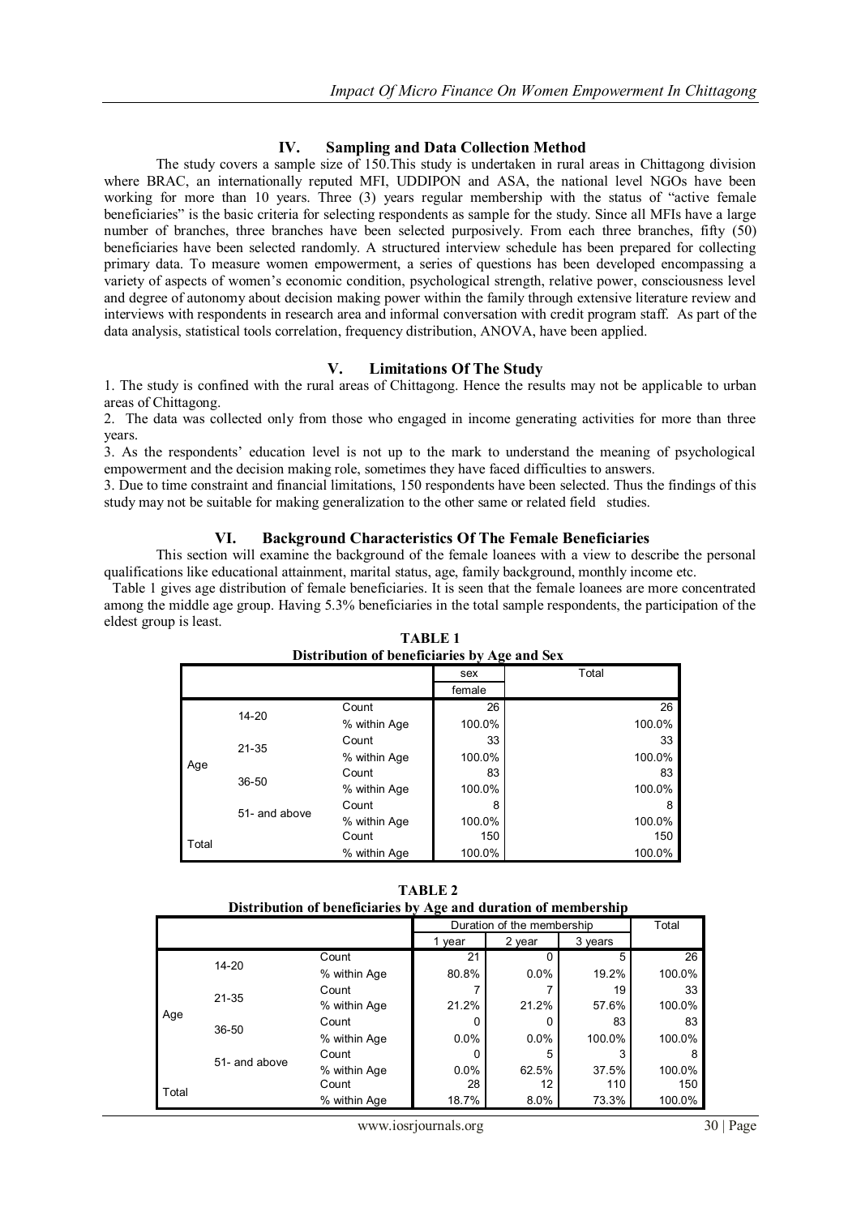## IV. Sampling and Data Collection Method

The study covers a sample size of 150.This study is undertaken in rural areas in Chittagong division where BRAC, an internationally reputed MFI, UDDIPON and ASA, the national level NGOs have been working for more than 10 years. Three (3) years regular membership with the status of "active female beneficiaries" is the basic criteria for selecting respondents as sample for the study. Since all MFIs have a large number of branches, three branches have been selected purposively. From each three branches, fifty (50) beneficiaries have been selected randomly. A structured interview schedule has been prepared for collecting primary data. To measure women empowerment, a series of questions has been developed encompassing a variety of aspects of women's economic condition, psychological strength, relative power, consciousness level and degree of autonomy about decision making power within the family through extensive literature review and interviews with respondents in research area and informal conversation with credit program staff. As part of the data analysis, statistical tools correlation, frequency distribution, ANOVA, have been applied.

## V. Limitations Of The Study

1. The study is confined with the rural areas of Chittagong. Hence the results may not be applicable to urban areas of Chittagong.
2. The data was collected only from those who engaged in income generating activities for more than three years.
3. As the respondents' education level is not up to the mark to understand the meaning of psychological empowerment and the decision making role, sometimes they have faced difficulties to answers.
3. Due to time constraint and financial limitations, 150 respondents have been selected. Thus the findings of this study may not be suitable for making generalization to the other same or related field studies.

## VI. Background Characteristics Of The Female Beneficiaries

This section will examine the background of the female loanees with a view to describe the personal qualifications like educational attainment, marital status, age, family background, monthly income etc.

Table 1 gives age distribution of female beneficiaries. It is seen that the female loanees are more concentrated among the middle age group. Having 5.3% beneficiaries in the total sample respondents, the participation of the eldest group is least.

**TABLE 1**
**Distribution of beneficiaries by Age and Sex**

| | | | sex | Total |
|---|---|---|---|---|
| | | | female | |
| Age | 14-20 | Count | 26 | 26 |
| | | % within Age | 100.0% | 100.0% |
| | 21-35 | Count | 33 | 33 |
| | | % within Age | 100.0% | 100.0% |
| | 36-50 | Count | 83 | 83 |
| | | % within Age | 100.0% | 100.0% |
| | 51- and above | Count | 8 | 8 |
| | | % within Age | 100.0% | 100.0% |
| Total | | Count | 150 | 150 |
| | | % within Age | 100.0% | 100.0% |

**TABLE 2**
**Distribution of beneficiaries by Age and duration of membership**

| | | | Duration of the membership | | | Total |
|---|---|---|---|---|---|---|
| | | | 1 year | 2 year | 3 years | |
| Age | 14-20 | Count | 21 | 0 | 5 | 26 |
| | | % within Age | 80.8% | 0.0% | 19.2% | 100.0% |
| | 21-35 | Count | 7 | 7 | 19 | 33 |
| | | % within Age | 21.2% | 21.2% | 57.6% | 100.0% |
| | 36-50 | Count | 0 | 0 | 83 | 83 |
| | | % within Age | 0.0% | 0.0% | 100.0% | 100.0% |
| | 51- and above | Count | 0 | 5 | 3 | 8 |
| | | % within Age | 0.0% | 62.5% | 37.5% | 100.0% |
| Total | | Count | 28 | 12 | 110 | 150 |
| | | % within Age | 18.7% | 8.0% | 73.3% | 100.0% |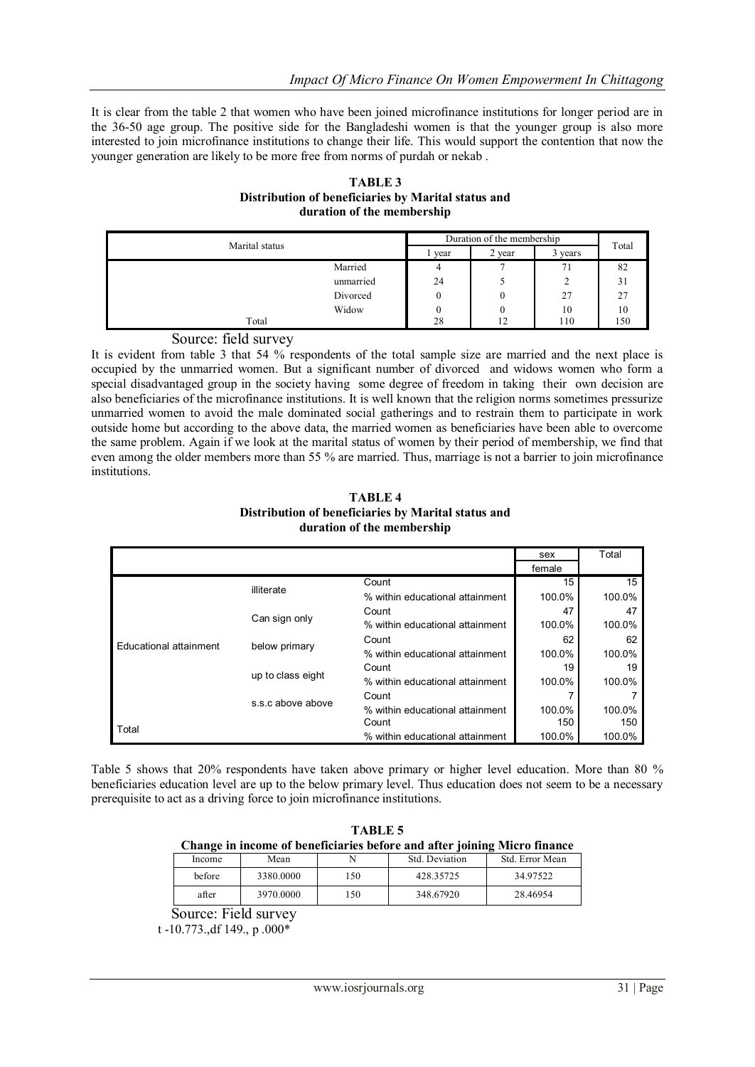It is clear from the table 2 that women who have been joined microfinance institutions for longer period are in the 36-50 age group. The positive side for the Bangladeshi women is that the younger group is also more interested to join microfinance institutions to change their life. This would support the contention that now the younger generation are likely to be more free from norms of purdah or nekab .

**TABLE 3**
**Distribution of beneficiaries by Marital status and duration of the membership**

| Marital status | | Duration of the membership | | | Total |
|---|---|---|---|---|---|
| | | 1 year | 2 year | 3 years | |
| | Married | 4 | 7 | 71 | 82 |
| | unmarried | 24 | 5 | 2 | 31 |
| | Divorced | 0 | 0 | 27 | 27 |
| | Widow | 0 | 0 | 10 | 10 |
| Total | | 28 | 12 | 110 | 150 |

Source: field survey

It is evident from table 3 that 54 % respondents of the total sample size are married and the next place is occupied by the unmarried women. But a significant number of divorced and widows women who form a special disadvantaged group in the society having some degree of freedom in taking their own decision are also beneficiaries of the microfinance institutions. It is well known that the religion norms sometimes pressurize unmarried women to avoid the male dominated social gatherings and to restrain them to participate in work outside home but according to the above data, the married women as beneficiaries have been able to overcome the same problem. Again if we look at the marital status of women by their period of membership, we find that even among the older members more than 55 % are married. Thus, marriage is not a barrier to join microfinance institutions.

**TABLE 4**
**Distribution of beneficiaries by Marital status and duration of the membership**

| | | | sex | Total |
|---|---|---|---|---|
| | | | female | |
| Educational attainment | illiterate | Count | 15 | 15 |
| | | % within educational attainment | 100.0% | 100.0% |
| | Can sign only | Count | 47 | 47 |
| | | % within educational attainment | 100.0% | 100.0% |
| | below primary | Count | 62 | 62 |
| | | % within educational attainment | 100.0% | 100.0% |
| | up to class eight | Count | 19 | 19 |
| | | % within educational attainment | 100.0% | 100.0% |
| | s.s.c above above | Count | 7 | 7 |
| | | % within educational attainment | 100.0% | 100.0% |
| Total | | Count | 150 | 150 |
| | | % within educational attainment | 100.0% | 100.0% |

Table 5 shows that 20% respondents have taken above primary or higher level education. More than 80 % beneficiaries education level are up to the below primary level. Thus education does not seem to be a necessary prerequisite to act as a driving force to join microfinance institutions.

**TABLE 5**
**Change in income of beneficiaries before and after joining Micro finance**

| Income | Mean | N | Std. Deviation | Std. Error Mean |
|---|---|---|---|---|
| before | 3380.0000 | 150 | 428.35725 | 34.97522 |
| after | 3970.0000 | 150 | 348.67920 | 28.46954 |

Source: Field survey

t -10.773.,df 149., p .000*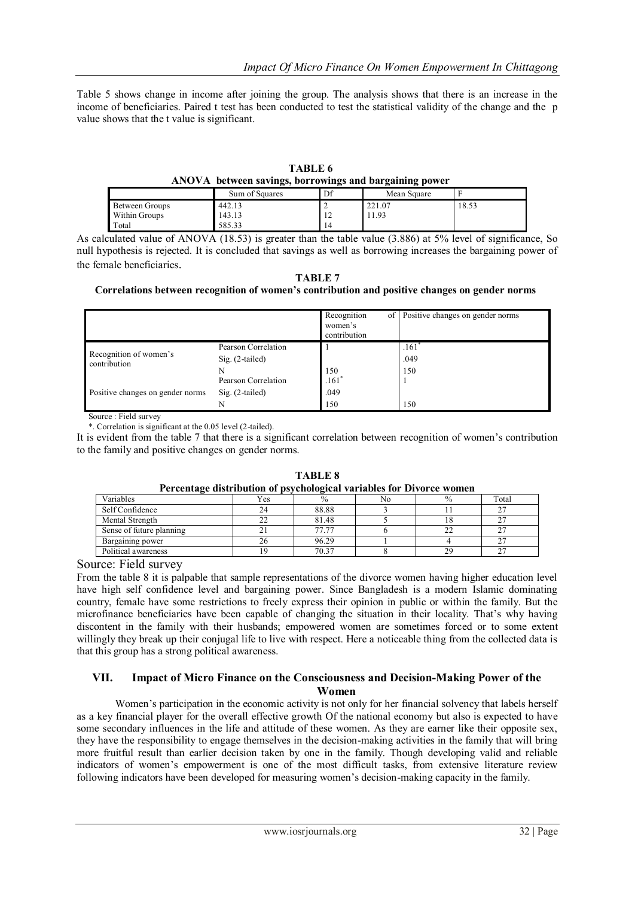Table 5 shows change in income after joining the group. The analysis shows that there is an increase in the income of beneficiaries. Paired t test has been conducted to test the statistical validity of the change and the p value shows that the t value is significant.

**TABLE 6**
**ANOVA between savings, borrowings and bargaining power**

| | Sum of Squares | Df | Mean Square | F |
|---|---|---|---|---|
| Between Groups | 442.13 | 2 | 221.07 | 18.53 |
| Within Groups | 143.13 | 12 | 11.93 | |
| Total | 585.33 | 14 | | |

As calculated value of ANOVA (18.53) is greater than the table value (3.886) at 5% level of significance, So null hypothesis is rejected. It is concluded that savings as well as borrowing increases the bargaining power of the female beneficiaries.

**TABLE 7**
**Correlations between recognition of women's contribution and positive changes on gender norms**

| | | Recognition of women's contribution | Positive changes on gender norms |
|---|---|---|---|
| Recognition of women's contribution | Pearson Correlation | 1 | .161* |
| | Sig. (2-tailed) | | .049 |
| | N | 150 | 150 |
| Positive changes on gender norms | Pearson Correlation | .161* | 1 |
| | Sig. (2-tailed) | .049 | |
| | N | 150 | 150 |

Source : Field survey

*. Correlation is significant at the 0.05 level (2-tailed).

It is evident from the table 7 that there is a significant correlation between recognition of women's contribution to the family and positive changes on gender norms.

**TABLE 8**
**Percentage distribution of psychological variables for Divorce women**

| Variables | Yes | % | No | % | Total |
|---|---|---|---|---|---|
| Self Confidence | 24 | 88.88 | 3 | 11 | 27 |
| Mental Strength | 22 | 81.48 | 5 | 18 | 27 |
| Sense of future planning | 21 | 77.77 | 6 | 22 | 27 |
| Bargaining power | 26 | 96.29 | 1 | 4 | 27 |
| Political awareness | 19 | 70.37 | 8 | 29 | 27 |

Source: Field survey

From the table 8 it is palpable that sample representations of the divorce women having higher education level have high self confidence level and bargaining power. Since Bangladesh is a modern Islamic dominating country, female have some restrictions to freely express their opinion in public or within the family. But the microfinance beneficiaries have been capable of changing the situation in their locality. That's why having discontent in the family with their husbands; empowered women are sometimes forced or to some extent willingly they break up their conjugal life to live with respect. Here a noticeable thing from the collected data is that this group has a strong political awareness.

## VII. Impact of Micro Finance on the Consciousness and Decision-Making Power of the Women

Women's participation in the economic activity is not only for her financial solvency that labels herself as a key financial player for the overall effective growth Of the national economy but also is expected to have some secondary influences in the life and attitude of these women. As they are earner like their opposite sex, they have the responsibility to engage themselves in the decision-making activities in the family that will bring more fruitful result than earlier decision taken by one in the family. Though developing valid and reliable indicators of women's empowerment is one of the most difficult tasks, from extensive literature review following indicators have been developed for measuring women's decision-making capacity in the family.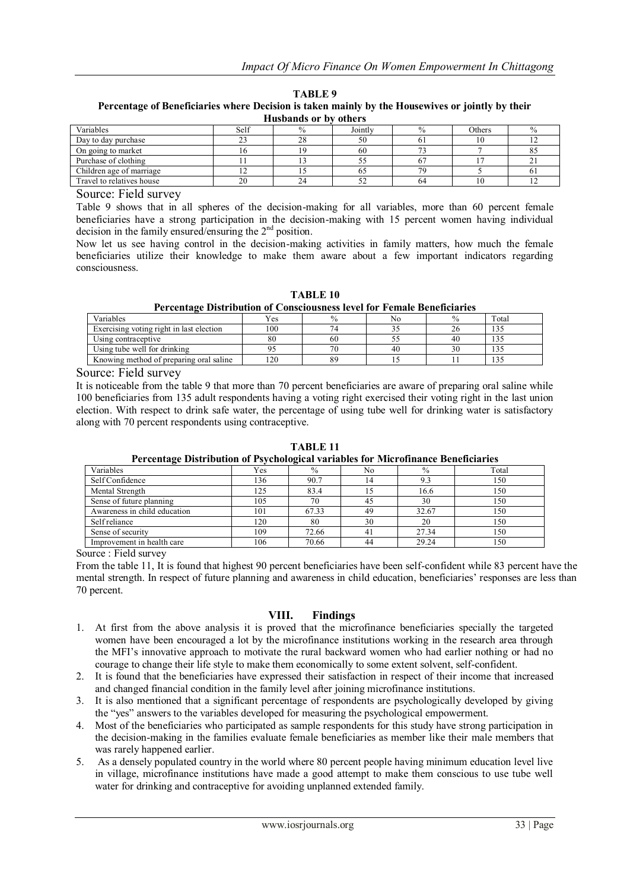**TABLE 9**
**Percentage of Beneficiaries where Decision is taken mainly by the Housewives or jointly by their Husbands or by others**

| Variables | Self | % | Jointly | % | Others | % |
|---|---|---|---|---|---|---|
| Day to day purchase | 23 | 28 | 50 | 61 | 10 | 12 |
| On going to market | 16 | 19 | 60 | 73 | 7 | 85 |
| Purchase of clothing | 11 | 13 | 55 | 67 | 17 | 21 |
| Children age of marriage | 12 | 15 | 65 | 79 | 5 | 61 |
| Travel to relatives house | 20 | 24 | 52 | 64 | 10 | 12 |

Source: Field survey

Table 9 shows that in all spheres of the decision-making for all variables, more than 60 percent female beneficiaries have a strong participation in the decision-making with 15 percent women having individual decision in the family ensured/ensuring the 2nd position.

Now let us see having control in the decision-making activities in family matters, how much the female beneficiaries utilize their knowledge to make them aware about a few important indicators regarding consciousness.

**TABLE 10**
**Percentage Distribution of Consciousness level for Female Beneficiaries**

| Variables | Yes | % | No | % | Total |
|---|---|---|---|---|---|
| Exercising voting right in last election | 100 | 74 | 35 | 26 | 135 |
| Using contraceptive | 80 | 60 | 55 | 40 | 135 |
| Using tube well for drinking | 95 | 70 | 40 | 30 | 135 |
| Knowing method of preparing oral saline | 120 | 89 | 15 | 11 | 135 |

Source: Field survey

It is noticeable from the table 9 that more than 70 percent beneficiaries are aware of preparing oral saline while 100 beneficiaries from 135 adult respondents having a voting right exercised their voting right in the last union election. With respect to drink safe water, the percentage of using tube well for drinking water is satisfactory along with 70 percent respondents using contraceptive.

**TABLE 11**
**Percentage Distribution of Psychological variables for Microfinance Beneficiaries**

| Variables | Yes | % | No | % | Total |
|---|---|---|---|---|---|
| Self Confidence | 136 | 90.7 | 14 | 9.3 | 150 |
| Mental Strength | 125 | 83.4 | 15 | 16.6 | 150 |
| Sense of future planning | 105 | 70 | 45 | 30 | 150 |
| Awareness in child education | 101 | 67.33 | 49 | 32.67 | 150 |
| Self reliance | 120 | 80 | 30 | 20 | 150 |
| Sense of security | 109 | 72.66 | 41 | 27.34 | 150 |
| Improvement in health care | 106 | 70.66 | 44 | 29.24 | 150 |

Source : Field survey

From the table 11, It is found that highest 90 percent beneficiaries have been self-confident while 83 percent have the mental strength. In respect of future planning and awareness in child education, beneficiaries' responses are less than 70 percent.

## VIII. Findings

1. At first from the above analysis it is proved that the microfinance beneficiaries specially the targeted women have been encouraged a lot by the microfinance institutions working in the research area through the MFI's innovative approach to motivate the rural backward women who had earlier nothing or had no courage to change their life style to make them economically to some extent solvent, self-confident.
2. It is found that the beneficiaries have expressed their satisfaction in respect of their income that increased and changed financial condition in the family level after joining microfinance institutions.
3. It is also mentioned that a significant percentage of respondents are psychologically developed by giving the "yes" answers to the variables developed for measuring the psychological empowerment.
4. Most of the beneficiaries who participated as sample respondents for this study have strong participation in the decision-making in the families evaluate female beneficiaries as member like their male members that was rarely happened earlier.
5. As a densely populated country in the world where 80 percent people having minimum education level live in village, microfinance institutions have made a good attempt to make them conscious to use tube well water for drinking and contraceptive for avoiding unplanned extended family.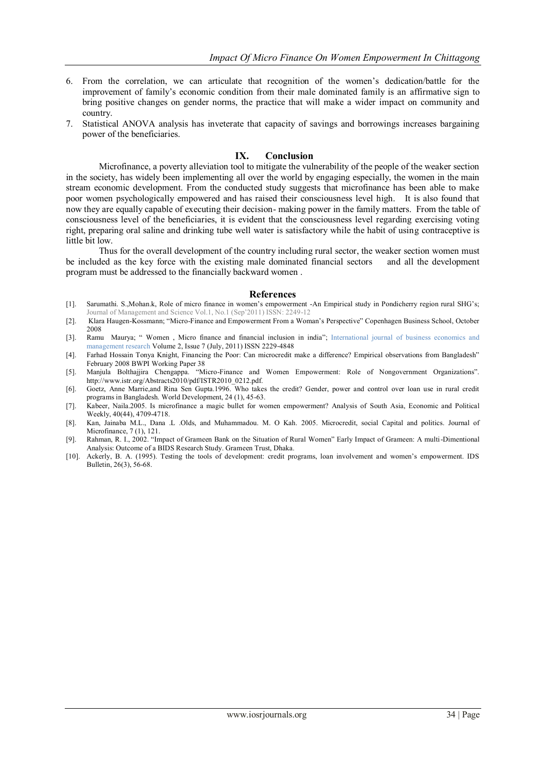6. From the correlation, we can articulate that recognition of the women's dedication/battle for the improvement of family's economic condition from their male dominated family is an affirmative sign to bring positive changes on gender norms, the practice that will make a wider impact on community and country.
7. Statistical ANOVA analysis has inveterate that capacity of savings and borrowings increases bargaining power of the beneficiaries.

## IX. Conclusion

Microfinance, a poverty alleviation tool to mitigate the vulnerability of the people of the weaker section in the society, has widely been implementing all over the world by engaging especially, the women in the main stream economic development. From the conducted study suggests that microfinance has been able to make poor women psychologically empowered and has raised their consciousness level high. It is also found that now they are equally capable of executing their decision- making power in the family matters. From the table of consciousness level of the beneficiaries, it is evident that the consciousness level regarding exercising voting right, preparing oral saline and drinking tube well water is satisfactory while the habit of using contraceptive is little bit low.

Thus for the overall development of the country including rural sector, the weaker section women must be included as the key force with the existing male dominated financial sectors and all the development program must be addressed to the financially backward women .

## References

[1]. Sarumathi. S.,Mohan.k, Role of micro finance in women's empowerment -An Empirical study in Pondicherry region rural SHG's; Journal of Management and Science Vol.1, No.1 (Sep'2011) ISSN: 2249-12

[2]. Klara Haugen-Kossmann; "Micro-Finance and Empowerment From a Woman's Perspective" Copenhagen Business School, October 2008

[3]. Ramu Maurya; " Women , Micro finance and financial inclusion in india"; International journal of business economics and management research Volume 2, Issue 7 (July, 2011) ISSN 2229-4848

[4]. Farhad Hossain Tonya Knight, Financing the Poor: Can microcredit make a difference? Empirical observations from Bangladesh" February 2008 BWPI Working Paper 38

[5]. Manjula Bolthajjira Chengappa. "Micro-Finance and Women Empowerment: Role of Nongovernment Organizations". http://www.istr.org/Abstracts2010/pdf/ISTR2010_0212.pdf.

[6]. Goetz, Anne Marrie,and Rina Sen Gupta.1996. Who takes the credit? Gender, power and control over loan use in rural credit programs in Bangladesh. World Development, 24 (1), 45-63.

[7]. Kabeer, Naila.2005. Is microfinance a magic bullet for women empowerment? Analysis of South Asia, Economic and Political Weekly, 40(44), 4709-4718.

[8]. Kan, Jainaba M.L., Dana .L .Olds, and Muhammadou. M. O Kah. 2005. Microcredit, social Capital and politics. Journal of Microfinance, 7 (1), 121.

[9]. Rahman, R. I., 2002. "Impact of Grameen Bank on the Situation of Rural Women" Early Impact of Grameen: A multi-Dimentional Analysis: Outcome of a BIDS Research Study. Grameen Trust, Dhaka.

[10]. Ackerly, B. A. (1995). Testing the tools of development: credit programs, loan involvement and women's empowerment. IDS Bulletin, 26(3), 56-68.